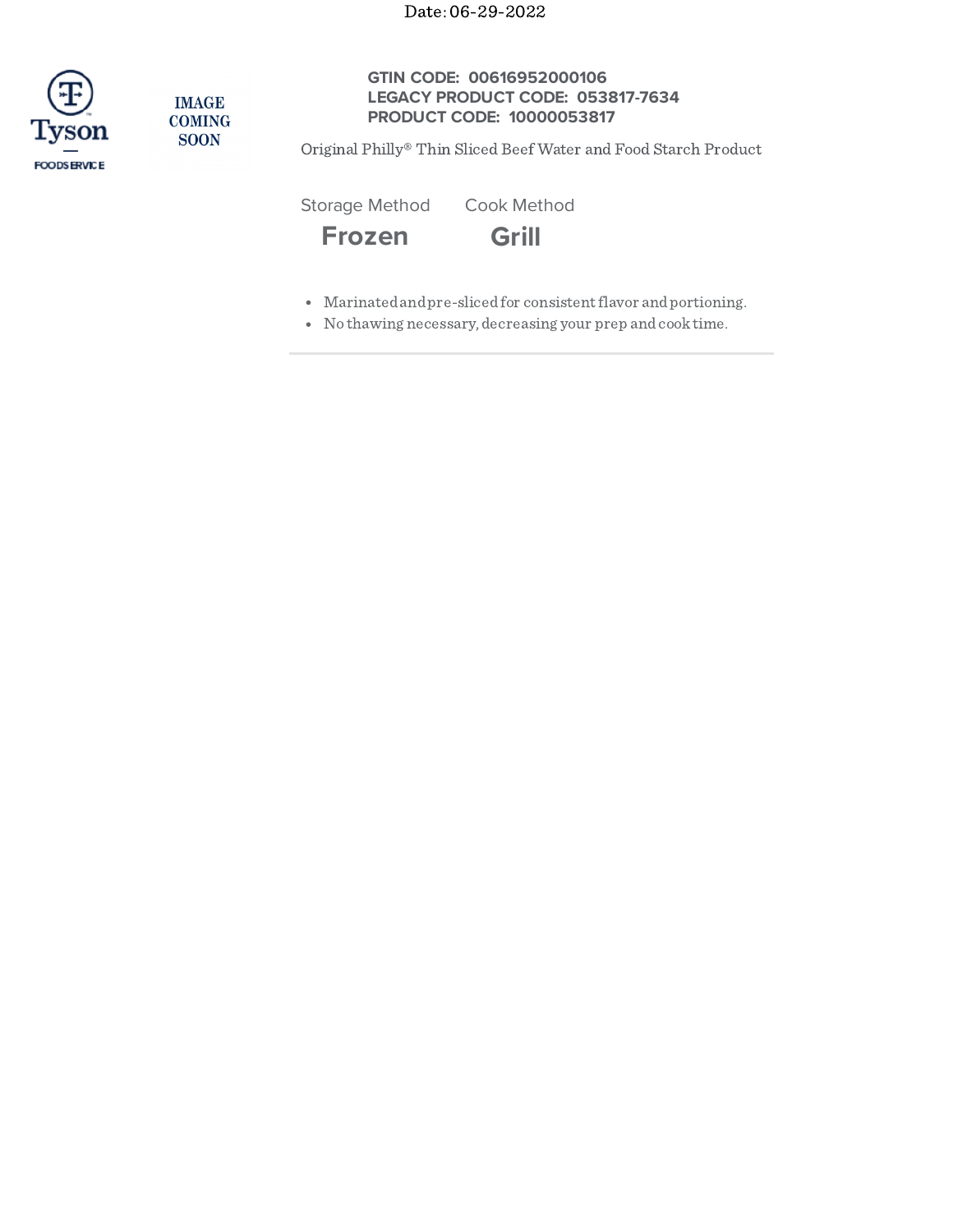Date: 06-29-2022

Tyson FOODSERVICE

IMAGE COMING SOON

**GTIN CODE: 00616952000106**
**LEGACY PRODUCT CODE: 053817-7634**
**PRODUCT CODE: 10000053817**

Original Philly® Thin Sliced Beef Water and Food Starch Product

| Storage Method | Cook Method |
| --- | --- |
| **Frozen** | **Grill** |

- Marinated and pre-sliced for consistent flavor and portioning.
- No thawing necessary, decreasing your prep and cook time.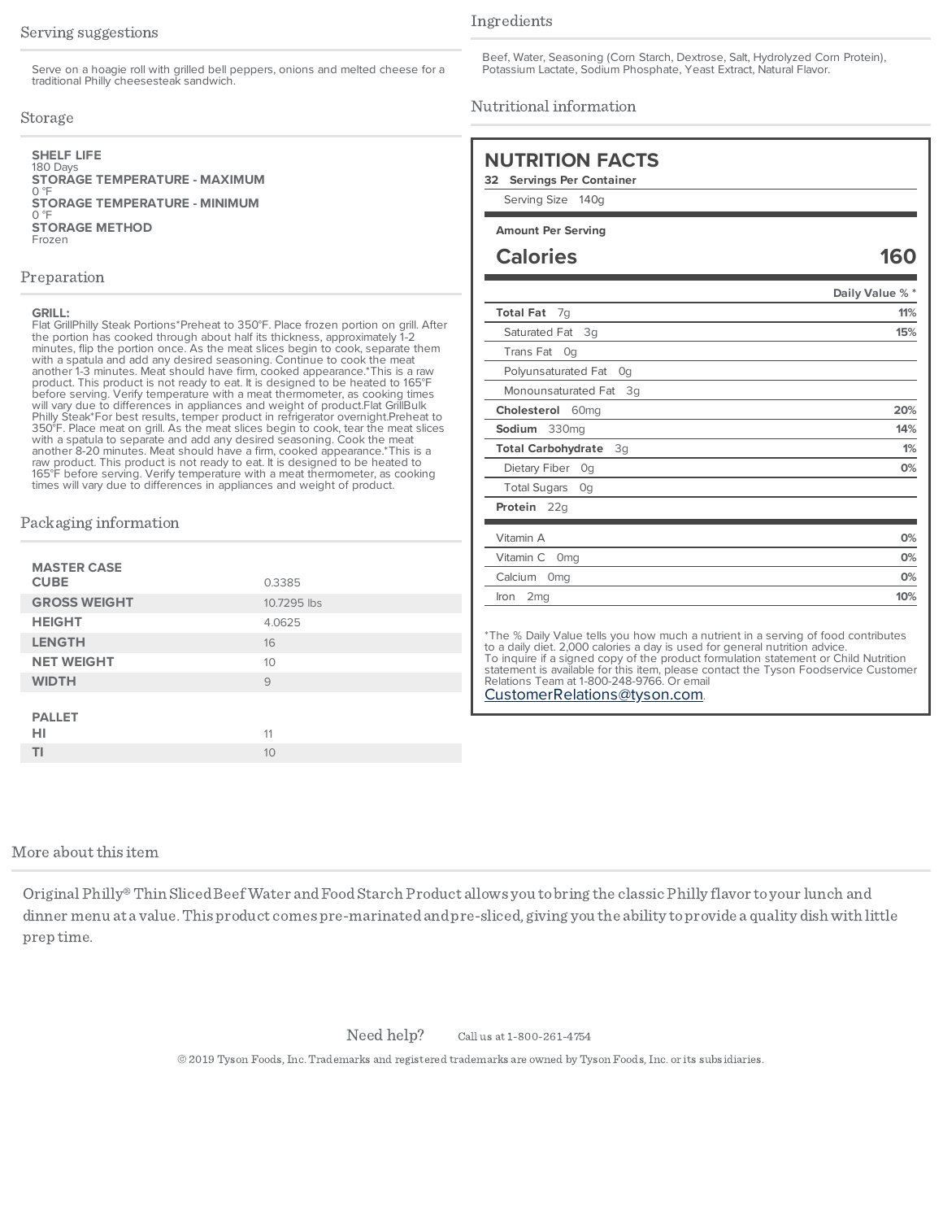## Serving suggestions

Serve on a hoagie roll with grilled bell peppers, onions and melted cheese for a traditional Philly cheesesteak sandwich.

## Storage

**SHELF LIFE**
180 Days
**STORAGE TEMPERATURE - MAXIMUM**
0 °F
**STORAGE TEMPERATURE - MINIMUM**
0 °F
**STORAGE METHOD**
Frozen

## Preparation

**GRILL:**
Flat GrillPhilly Steak Portions*Preheat to 350°F. Place frozen portion on grill. After the portion has cooked through about half its thickness, approximately 1-2 minutes, flip the portion once. As the meat slices begin to cook, separate them with a spatula and add any desired seasoning. Continue to cook the meat another 1-3 minutes. Meat should have firm, cooked appearance.*This is a raw product. This product is not ready to eat. It is designed to be heated to 165°F before serving. Verify temperature with a meat thermometer, as cooking times will vary due to differences in appliances and weight of product.Flat GrillBulk Philly Steak*For best results, temper product in refrigerator overnight.Preheat to 350°F. Place meat on grill. As the meat slices begin to cook, tear the meat slices with a spatula to separate and add any desired seasoning. Cook the meat another 8-20 minutes. Meat should have a firm, cooked appearance.*This is a raw product. This product is not ready to eat. It is designed to be heated to 165°F before serving. Verify temperature with a meat thermometer, as cooking times will vary due to differences in appliances and weight of product.

## Packaging information

| | |
|---|---|
| **MASTER CASE** | |
| **CUBE** | 0.3385 |
| **GROSS WEIGHT** | 10.7295 lbs |
| **HEIGHT** | 4.0625 |
| **LENGTH** | 16 |
| **NET WEIGHT** | 10 |
| **WIDTH** | 9 |
| **PALLET** | |
| **HI** | 11 |
| **TI** | 10 |

## Ingredients

Beef, Water, Seasoning (Corn Starch, Dextrose, Salt, Hydrolyzed Corn Protein), Potassium Lactate, Sodium Phosphate, Yeast Extract, Natural Flavor.

## Nutritional information

### NUTRITION FACTS

**32 Servings Per Container**
Serving Size 140g

**Amount Per Serving**

| **Calories** | **160** |
|---|---|
| | **Daily Value %*** |
| **Total Fat** 7g | **11%** |
| Saturated Fat 3g | **15%** |
| Trans Fat 0g | |
| Polyunsaturated Fat 0g | |
| Monounsaturated Fat 3g | |
| **Cholesterol** 60mg | **20%** |
| **Sodium** 330mg | **14%** |
| **Total Carbohydrate** 3g | **1%** |
| Dietary Fiber 0g | **0%** |
| Total Sugars 0g | |
| **Protein** 22g | |
| Vitamin A | **0%** |
| Vitamin C 0mg | **0%** |
| Calcium 0mg | **0%** |
| Iron 2mg | **10%** |

*The % Daily Value tells you how much a nutrient in a serving of food contributes to a daily diet. 2,000 calories a day is used for general nutrition advice.
To inquire if a signed copy of the product formulation statement or Child Nutrition statement is available for this item, please contact the Tyson Foodservice Customer Relations Team at 1-800-248-9766. Or email CustomerRelations@tyson.com.

## More about this item

Original Philly® Thin Sliced Beef Water and Food Starch Product allows you to bring the classic Philly flavor to your lunch and dinner menu at a value. This product comes pre-marinated and pre-sliced, giving you the ability to provide a quality dish with little prep time.

Need help? Call us at 1-800-261-4754

© 2019 Tyson Foods, Inc. Trademarks and registered trademarks are owned by Tyson Foods, Inc. or its subsidiaries.